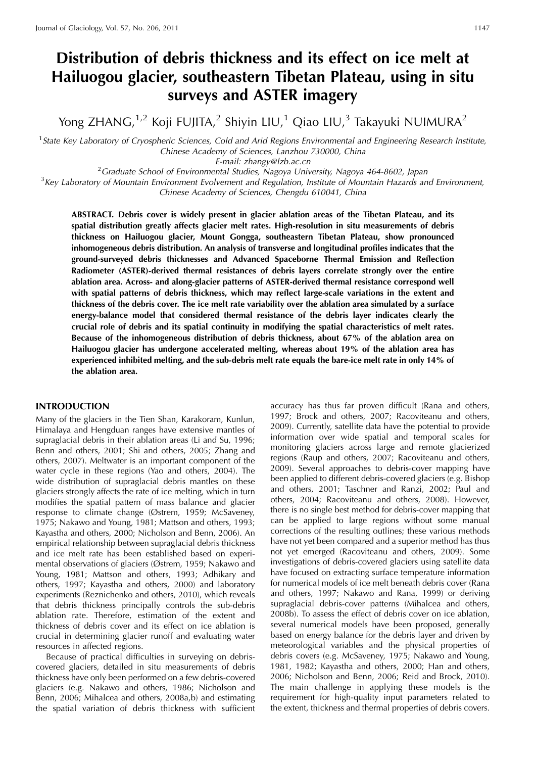# Distribution of debris thickness and its effect on ice melt at Hailuogou glacier, southeastern Tibetan Plateau, using in situ surveys and ASTER imagery

Yong ZHANG,[1,2] Koji FUJITA,[2] Shiyin LIU,[1] Qiao LIU,[3] Takayuki NUIMURA[2]

[1] *State Key Laboratory of Cryospheric Sciences, Cold and Arid Regions Environmental and Engineering Research Institute, Chinese Academy of Sciences, Lanzhou 730000, China*
*E-mail: zhangy@lzb.ac.cn*

[2] *Graduate School of Environmental Studies, Nagoya University, Nagoya 464-8602, Japan*

[3] *Key Laboratory of Mountain Environment Evolvement and Regulation, Institute of Mountain Hazards and Environment, Chinese Academy of Sciences, Chengdu 610041, China*

**ABSTRACT. Debris cover is widely present in glacier ablation areas of the Tibetan Plateau, and its spatial distribution greatly affects glacier melt rates. High-resolution in situ measurements of debris thickness on Hailuogou glacier, Mount Gongga, southeastern Tibetan Plateau, show pronounced inhomogeneous debris distribution. An analysis of transverse and longitudinal profiles indicates that the ground-surveyed debris thicknesses and Advanced Spaceborne Thermal Emission and Reflection Radiometer (ASTER)-derived thermal resistances of debris layers correlate strongly over the entire ablation area. Across- and along-glacier patterns of ASTER-derived thermal resistance correspond well with spatial patterns of debris thickness, which may reflect large-scale variations in the extent and thickness of the debris cover. The ice melt rate variability over the ablation area simulated by a surface energy-balance model that considered thermal resistance of the debris layer indicates clearly the crucial role of debris and its spatial continuity in modifying the spatial characteristics of melt rates. Because of the inhomogeneous distribution of debris thickness, about 67% of the ablation area on Hailuogou glacier has undergone accelerated melting, whereas about 19% of the ablation area has experienced inhibited melting, and the sub-debris melt rate equals the bare-ice melt rate in only 14% of the ablation area.**

## INTRODUCTION

Many of the glaciers in the Tien Shan, Karakoram, Kunlun, Himalaya and Hengduan ranges have extensive mantles of supraglacial debris in their ablation areas (Li and Su, 1996; Benn and others, 2001; Shi and others, 2005; Zhang and others, 2007). Meltwater is an important component of the water cycle in these regions (Yao and others, 2004). The wide distribution of supraglacial debris mantles on these glaciers strongly affects the rate of ice melting, which in turn modifies the spatial pattern of mass balance and glacier response to climate change (Østrem, 1959; McSaveney, 1975; Nakawo and Young, 1981; Mattson and others, 1993; Kayastha and others, 2000; Nicholson and Benn, 2006). An empirical relationship between supraglacial debris thickness and ice melt rate has been established based on experimental observations of glaciers (Østrem, 1959; Nakawo and Young, 1981; Mattson and others, 1993; Adhikary and others, 1997; Kayastha and others, 2000) and laboratory experiments (Reznichenko and others, 2010), which reveals that debris thickness principally controls the sub-debris ablation rate. Therefore, estimation of the extent and thickness of debris cover and its effect on ice ablation is crucial in determining glacier runoff and evaluating water resources in affected regions.

Because of practical difficulties in surveying on debris-covered glaciers, detailed in situ measurements of debris thickness have only been performed on a few debris-covered glaciers (e.g. Nakawo and others, 1986; Nicholson and Benn, 2006; Mihalcea and others, 2008a,b) and estimating the spatial variation of debris thickness with sufficient accuracy has thus far proven difficult (Rana and others, 1997; Brock and others, 2007; Racoviteanu and others, 2009). Currently, satellite data have the potential to provide information over wide spatial and temporal scales for monitoring glaciers across large and remote glacierized regions (Raup and others, 2007; Racoviteanu and others, 2009). Several approaches to debris-cover mapping have been applied to different debris-covered glaciers (e.g. Bishop and others, 2001; Taschner and Ranzi, 2002; Paul and others, 2004; Racoviteanu and others, 2008). However, there is no single best method for debris-cover mapping that can be applied to large regions without some manual corrections of the resulting outlines; these various methods have not yet been compared and a superior method has thus not yet emerged (Racoviteanu and others, 2009). Some investigations of debris-covered glaciers using satellite data have focused on extracting surface temperature information for numerical models of ice melt beneath debris cover (Rana and others, 1997; Nakawo and Rana, 1999) or deriving supraglacial debris-cover patterns (Mihalcea and others, 2008b). To assess the effect of debris cover on ice ablation, several numerical models have been proposed, generally based on energy balance for the debris layer and driven by meteorological variables and the physical properties of debris covers (e.g. McSaveney, 1975; Nakawo and Young, 1981, 1982; Kayastha and others, 2000; Han and others, 2006; Nicholson and Benn, 2006; Reid and Brock, 2010). The main challenge in applying these models is the requirement for high-quality input parameters related to the extent, thickness and thermal properties of debris covers.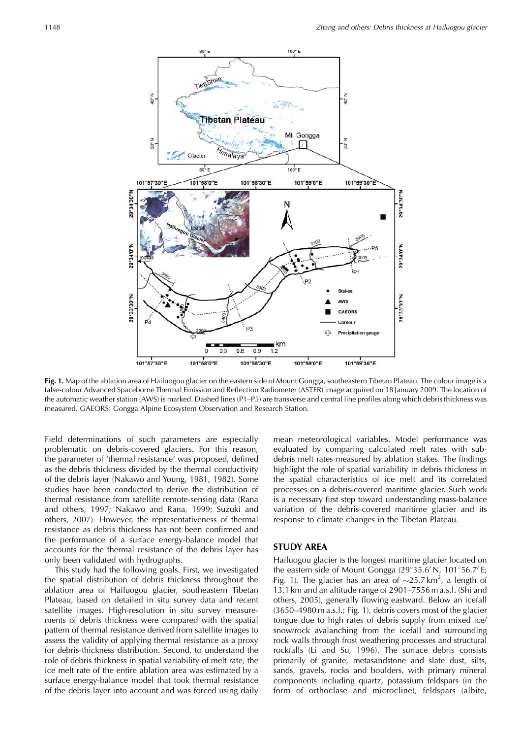**Fig. 1.** Map of the ablation area of Hailuogou glacier on the eastern side of Mount Gongga, southeastern Tibetan Plateau. The colour image is a false-colour Advanced Spaceborne Thermal Emission and Reflection Radiometer (ASTER) image acquired on 18 January 2009. The location of the automatic weather station (AWS) is marked. Dashed lines (P1–P5) are transverse and central line profiles along which debris thickness was measured. GAEORS: Gongga Alpine Ecosystem Observation and Research Station.

Field determinations of such parameters are especially problematic on debris-covered glaciers. For this reason, the parameter of 'thermal resistance' was proposed, defined as the debris thickness divided by the thermal conductivity of the debris layer (Nakawo and Young, 1981, 1982). Some studies have been conducted to derive the distribution of thermal resistance from satellite remote-sensing data (Rana and others, 1997; Nakawo and Rana, 1999; Suzuki and others, 2007). However, the representativeness of thermal resistance as debris thickness has not been confirmed and the performance of a surface energy-balance model that accounts for the thermal resistance of the debris layer has only been validated with hydrographs.

This study had the following goals. First, we investigated the spatial distribution of debris thickness throughout the ablation area of Hailuogou glacier, southeastern Tibetan Plateau, based on detailed in situ survey data and recent satellite images. High-resolution in situ survey measurements of debris thickness were compared with the spatial pattern of thermal resistance derived from satellite images to assess the validity of applying thermal resistance as a proxy for debris-thickness distribution. Second, to understand the role of debris thickness in spatial variability of melt rate, the ice melt rate of the entire ablation area was estimated by a surface energy-balance model that took thermal resistance of the debris layer into account and was forced using daily mean meteorological variables. Model performance was evaluated by comparing calculated melt rates with sub-debris melt rates measured by ablation stakes. The findings highlight the role of spatial variability in debris thickness in the spatial characteristics of ice melt and its correlated processes on a debris-covered maritime glacier. Such work is a necessary first step toward understanding mass-balance variation of the debris-covered maritime glacier and its response to climate changes in the Tibetan Plateau.

## STUDY AREA

Hailuogou glacier is the longest maritime glacier located on the eastern side of Mount Gongga (29°35.6′ N, 101°56.7′ E; Fig. 1). The glacier has an area of ~25.7 km$^2$, a length of 13.1 km and an altitude range of 2901–7556 m a.s.l. (Shi and others, 2005), generally flowing eastward. Below an icefall (3650–4980 m a.s.l.; Fig. 1), debris covers most of the glacier tongue due to high rates of debris supply from mixed ice/snow/rock avalanching from the icefall and surrounding rock walls through frost weathering processes and structural rockfalls (Li and Su, 1996). The surface debris consists primarily of granite, metasandstone and slate dust, silts, sands, gravels, rocks and boulders, with primary mineral components including quartz, potassium feldspars (in the form of orthoclase and microcline), feldspars (albite,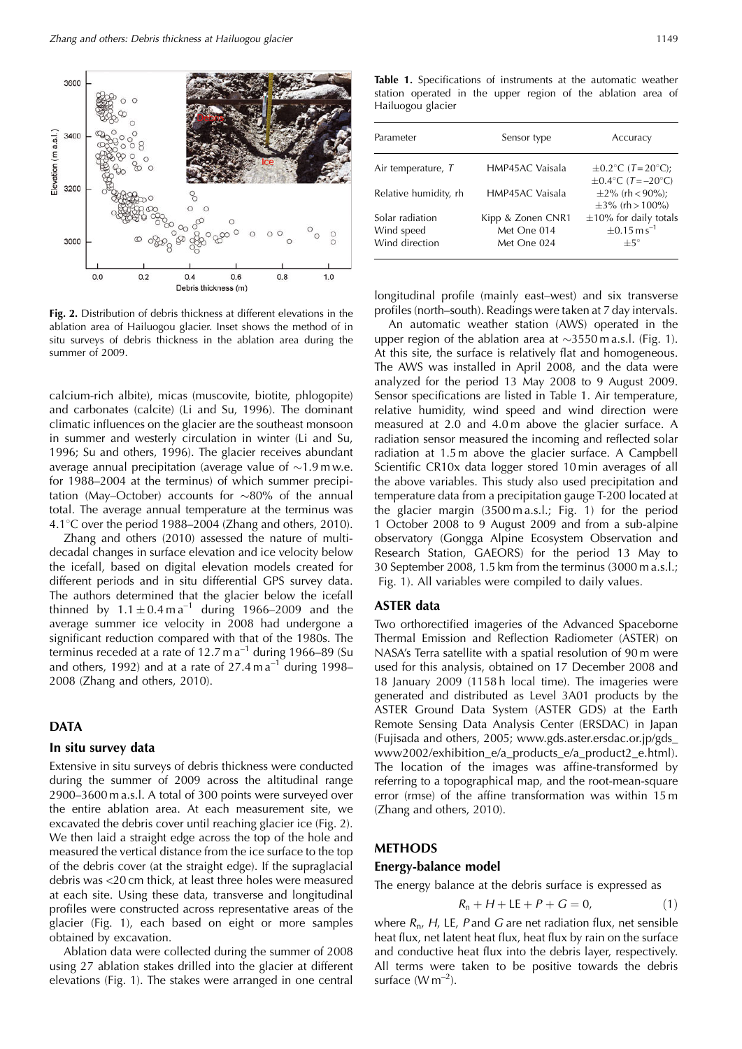Fig. 2. Distribution of debris thickness at different elevations in the ablation area of Hailuogou glacier. Inset shows the method of in situ surveys of debris thickness in the ablation area during the summer of 2009.

calcium-rich albite), micas (muscovite, biotite, phlogopite) and carbonates (calcite) (Li and Su, 1996). The dominant climatic influences on the glacier are the southeast monsoon in summer and westerly circulation in winter (Li and Su, 1996; Su and others, 1996). The glacier receives abundant average annual precipitation (average value of ~1.9 m w.e. for 1988–2004 at the terminus) of which summer precipitation (May–October) accounts for ~80% of the annual total. The average annual temperature at the terminus was 4.1°C over the period 1988–2004 (Zhang and others, 2010).

Zhang and others (2010) assessed the nature of multi-decadal changes in surface elevation and ice velocity below the icefall, based on digital elevation models created for different periods and in situ differential GPS survey data. The authors determined that the glacier below the icefall thinned by $1.1 \pm 0.4\,\mathrm{m\,a^{-1}}$ during 1966–2009 and the average summer ice velocity in 2008 had undergone a significant reduction compared with that of the 1980s. The terminus receded at a rate of $12.7\,\mathrm{m\,a^{-1}}$ during 1966–89 (Su and others, 1992) and at a rate of $27.4\,\mathrm{m\,a^{-1}}$ during 1998–2008 (Zhang and others, 2010).

## DATA

### In situ survey data

Extensive in situ surveys of debris thickness were conducted during the summer of 2009 across the altitudinal range 2900–3600 m a.s.l. A total of 300 points were surveyed over the entire ablation area. At each measurement site, we excavated the debris cover until reaching glacier ice (Fig. 2). We then laid a straight edge across the top of the hole and measured the vertical distance from the ice surface to the top of the debris cover (at the straight edge). If the supraglacial debris was <20 cm thick, at least three holes were measured at each site. Using these data, transverse and longitudinal profiles were constructed across representative areas of the glacier (Fig. 1), each based on eight or more samples obtained by excavation.

Ablation data were collected during the summer of 2008 using 27 ablation stakes drilled into the glacier at different elevations (Fig. 1). The stakes were arranged in one central longitudinal profile (mainly east–west) and six transverse profiles (north–south). Readings were taken at 7 day intervals.

Table 1. Specifications of instruments at the automatic weather station operated in the upper region of the ablation area of Hailuogou glacier

| Parameter | Sensor type | Accuracy |
|---|---|---|
| Air temperature, $T$ | HMP45AC Vaisala | $\pm0.2^\circ$C ($T = 20^\circ$C); $\pm0.4^\circ$C ($T = -20^\circ$C) |
| Relative humidity, rh | HMP45AC Vaisala | $\pm2\%$ (rh < 90%); $\pm3\%$ (rh > 100%) |
| Solar radiation | Kipp & Zonen CNR1 | $\pm10\%$ for daily totals |
| Wind speed | Met One 014 | $\pm0.15\,\mathrm{m\,s^{-1}}$ |
| Wind direction | Met One 024 | $\pm5^\circ$ |

An automatic weather station (AWS) operated in the upper region of the ablation area at ~3550 m a.s.l. (Fig. 1). At this site, the surface is relatively flat and homogeneous. The AWS was installed in April 2008, and the data were analyzed for the period 13 May 2008 to 9 August 2009. Sensor specifications are listed in Table 1. Air temperature, relative humidity, wind speed and wind direction were measured at 2.0 and 4.0 m above the glacier surface. A radiation sensor measured the incoming and reflected solar radiation at 1.5 m above the glacier surface. A Campbell Scientific CR10x data logger stored 10 min averages of all the above variables. This study also used precipitation and temperature data from a precipitation gauge T-200 located at the glacier margin (3500 m a.s.l.; Fig. 1) for the period 1 October 2008 to 9 August 2009 and from a sub-alpine observatory (Gongga Alpine Ecosystem Observation and Research Station, GAEORS) for the period 13 May to 30 September 2008, 1.5 km from the terminus (3000 m a.s.l.; Fig. 1). All variables were compiled to daily values.

### ASTER data

Two orthorectified imageries of the Advanced Spaceborne Thermal Emission and Reflection Radiometer (ASTER) on NASA's Terra satellite with a spatial resolution of 90 m were used for this analysis, obtained on 17 December 2008 and 18 January 2009 (1158 h local time). The imageries were generated and distributed as Level 3A01 products by the ASTER Ground Data System (ASTER GDS) at the Earth Remote Sensing Data Analysis Center (ERSDAC) in Japan (Fujisada and others, 2005; www.gds.aster.ersdac.or.jp/gds_www2002/exhibition_e/a_products_e/a_product2_e.html). The location of the images was affine-transformed by referring to a topographical map, and the root-mean-square error (rmse) of the affine transformation was within 15 m (Zhang and others, 2010).

## METHODS

### Energy-balance model

The energy balance at the debris surface is expressed as

$$R_n + H + \mathrm{LE} + P + G = 0, \tag{1}$$

where $R_n$, $H$, LE, $P$ and $G$ are net radiation flux, net sensible heat flux, net latent heat flux, heat flux by rain on the surface and conductive heat flux into the debris layer, respectively. All terms were taken to be positive towards the debris surface ($\mathrm{W\,m^{-2}}$).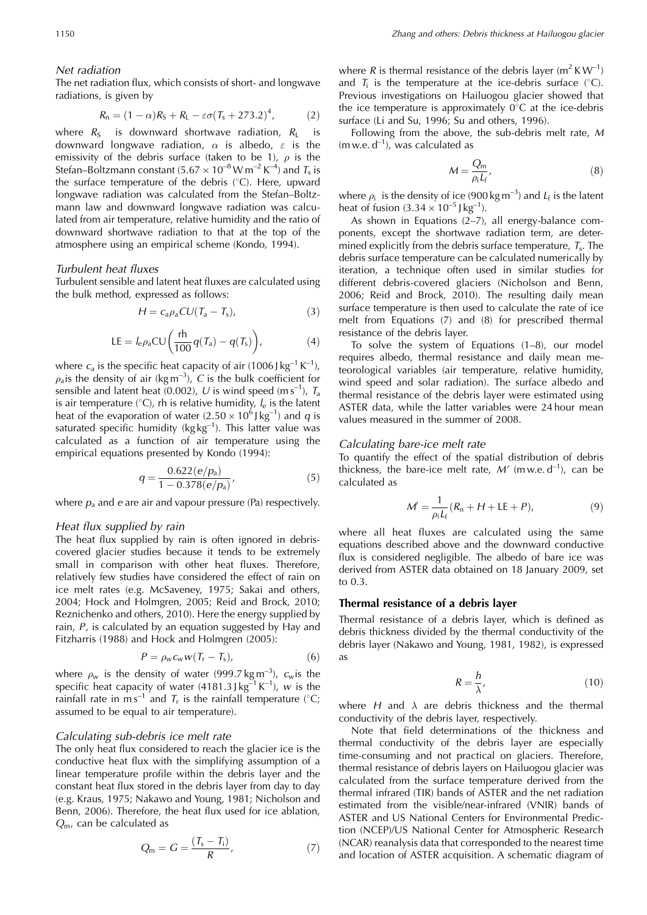*Net radiation*

The net radiation flux, which consists of short- and longwave radiations, is given by

$$R_n = (1 - \alpha)R_S + R_L - \varepsilon\sigma(T_s + 273.2)^4, \quad (2)$$

where $R_S$ is downward shortwave radiation, $R_L$ is downward longwave radiation, $\alpha$ is albedo, $\varepsilon$ is the emissivity of the debris surface (taken to be 1), $\rho$ is the Stefan–Boltzmann constant ($5.67 \times 10^{-8}$ W m$^{-2}$ K$^{-4}$) and $T_s$ is the surface temperature of the debris (°C). Here, upward longwave radiation was calculated from the Stefan–Boltzmann law and downward longwave radiation was calculated from air temperature, relative humidity and the ratio of downward shortwave radiation to that at the top of the atmosphere using an empirical scheme (Kondo, 1994).

*Turbulent heat fluxes*

Turbulent sensible and latent heat fluxes are calculated using the bulk method, expressed as follows:

$$H = c_a \rho_a CU(T_a - T_s), \quad (3)$$

$$\text{LE} = l_e \rho_a \text{CU}\left(\frac{\text{rh}}{100} q(T_a) - q(T_s)\right), \quad (4)$$

where $c_a$ is the specific heat capacity of air (1006 J kg$^{-1}$ K$^{-1}$), $\rho_a$ is the density of air (kg m$^{-3}$), $C$ is the bulk coefficient for sensible and latent heat (0.002), $U$ is wind speed (m s$^{-1}$), $T_a$ is air temperature (°C), rh is relative humidity, $l_e$ is the latent heat of the evaporation of water ($2.50 \times 10^6$ J kg$^{-1}$) and $q$ is saturated specific humidity (kg kg$^{-1}$). This latter value was calculated as a function of air temperature using the empirical equations presented by Kondo (1994):

$$q = \frac{0.622(e/p_a)}{1 - 0.378(e/p_a)}, \quad (5)$$

where $p_a$ and $e$ are air and vapour pressure (Pa) respectively.

*Heat flux supplied by rain*

The heat flux supplied by rain is often ignored in debris-covered glacier studies because it tends to be extremely small in comparison with other heat fluxes. Therefore, relatively few studies have considered the effect of rain on ice melt rates (e.g. McSaveney, 1975; Sakai and others, 2004; Hock and Holmgren, 2005; Reid and Brock, 2010; Reznichenko and others, 2010). Here the energy supplied by rain, $P$, is calculated by an equation suggested by Hay and Fitzharris (1988) and Hock and Holmgren (2005):

$$P = \rho_w c_w w(T_r - T_s), \quad (6)$$

where $\rho_w$ is the density of water (999.7 kg m$^{-3}$), $c_w$ is the specific heat capacity of water (4181.3 J kg$^{-1}$ K$^{-1}$), $w$ is the rainfall rate in m s$^{-1}$ and $T_r$ is the rainfall temperature (°C; assumed to be equal to air temperature).

*Calculating sub-debris ice melt rate*

The only heat flux considered to reach the glacier ice is the conductive heat flux with the simplifying assumption of a linear temperature profile within the debris layer and the constant heat flux stored in the debris layer from day to day (e.g. Kraus, 1975; Nakawo and Young, 1981; Nicholson and Benn, 2006). Therefore, the heat flux used for ice ablation, $Q_m$, can be calculated as

$$Q_m = G = \frac{(T_s - T_i)}{R}, \quad (7)$$

where $R$ is thermal resistance of the debris layer (m$^2$ K W$^{-1}$) and $T_i$ is the temperature at the ice-debris surface (°C). Previous investigations on Hailuogou glacier showed that the ice temperature is approximately 0°C at the ice-debris surface (Li and Su, 1996; Su and others, 1996).

Following from the above, the sub-debris melt rate, $M$ (m w.e. d$^{-1}$), was calculated as

$$M = \frac{Q_m}{\rho_i L_f}, \quad (8)$$

where $\rho_i$ is the density of ice (900 kg m$^{-3}$) and $L_f$ is the latent heat of fusion ($3.34 \times 10^{-5}$ J kg$^{-1}$).

As shown in Equations (2–7), all energy-balance components, except the shortwave radiation term, are determined explicitly from the debris surface temperature, $T_s$. The debris surface temperature can be calculated numerically by iteration, a technique often used in similar studies for different debris-covered glaciers (Nicholson and Benn, 2006; Reid and Brock, 2010). The resulting daily mean surface temperature is then used to calculate the rate of ice melt from Equations (7) and (8) for prescribed thermal resistance of the debris layer.

To solve the system of Equations (1–8), our model requires albedo, thermal resistance and daily mean meteorological variables (air temperature, relative humidity, wind speed and solar radiation). The surface albedo and thermal resistance of the debris layer were estimated using ASTER data, while the latter variables were 24 hour mean values measured in the summer of 2008.

*Calculating bare-ice melt rate*

To quantify the effect of the spatial distribution of debris thickness, the bare-ice melt rate, $M'$ (m w.e. d$^{-1}$), can be calculated as

$$M' = \frac{1}{\rho_i L_f}(R_n + H + \text{LE} + P), \quad (9)$$

where all heat fluxes are calculated using the same equations described above and the downward conductive flux is considered negligible. The albedo of bare ice was derived from ASTER data obtained on 18 January 2009, set to 0.3.

## Thermal resistance of a debris layer

Thermal resistance of a debris layer, which is defined as debris thickness divided by the thermal conductivity of the debris layer (Nakawo and Young, 1981, 1982), is expressed as

$$R = \frac{h}{\lambda}, \quad (10)$$

where $H$ and $\lambda$ are debris thickness and the thermal conductivity of the debris layer, respectively.

Note that field determinations of the thickness and thermal conductivity of the debris layer are especially time-consuming and not practical on glaciers. Therefore, thermal resistance of debris layers on Hailuogou glacier was calculated from the surface temperature derived from the thermal infrared (TIR) bands of ASTER and the net radiation estimated from the visible/near-infrared (VNIR) bands of ASTER and US National Centers for Environmental Prediction (NCEP)/US National Center for Atmospheric Research (NCAR) reanalysis data that corresponded to the nearest time and location of ASTER acquisition. A schematic diagram of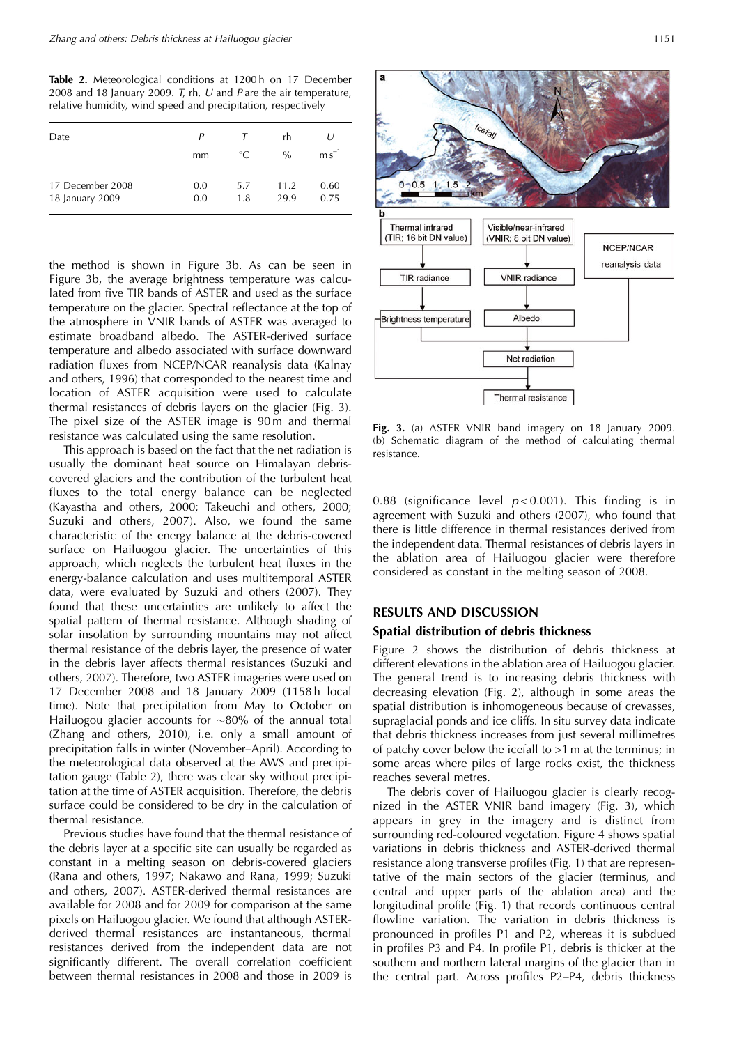**Table 2.** Meteorological conditions at 1200 h on 17 December 2008 and 18 January 2009. *T*, rh, *U* and *P* are the air temperature, relative humidity, wind speed and precipitation, respectively

| Date | *P* | *T* | rh | *U* |
|---|---|---|---|---|
| | mm | °C | % | $m s^{-1}$ |
| 17 December 2008 | 0.0 | 5.7 | 11.2 | 0.60 |
| 18 January 2009 | 0.0 | 1.8 | 29.9 | 0.75 |

the method is shown in Figure 3b. As can be seen in Figure 3b, the average brightness temperature was calculated from five TIR bands of ASTER and used as the surface temperature on the glacier. Spectral reflectance at the top of the atmosphere in VNIR bands of ASTER was averaged to estimate broadband albedo. The ASTER-derived surface temperature and albedo associated with surface downward radiation fluxes from NCEP/NCAR reanalysis data (Kalnay and others, 1996) that corresponded to the nearest time and location of ASTER acquisition were used to calculate thermal resistances of debris layers on the glacier (Fig. 3). The pixel size of the ASTER image is 90 m and thermal resistance was calculated using the same resolution.

This approach is based on the fact that the net radiation is usually the dominant heat source on Himalayan debris-covered glaciers and the contribution of the turbulent heat fluxes to the total energy balance can be neglected (Kayastha and others, 2000; Takeuchi and others, 2000; Suzuki and others, 2007). Also, we found the same characteristic of the energy balance at the debris-covered surface on Hailuogou glacier. The uncertainties of this approach, which neglects the turbulent heat fluxes in the energy-balance calculation and uses multitemporal ASTER data, were evaluated by Suzuki and others (2007). They found that these uncertainties are unlikely to affect the spatial pattern of thermal resistance. Although shading of solar insolation by surrounding mountains may not affect thermal resistance of the debris layer, the presence of water in the debris layer affects thermal resistances (Suzuki and others, 2007). Therefore, two ASTER imageries were used on 17 December 2008 and 18 January 2009 (1158 h local time). Note that precipitation from May to October on Hailuogou glacier accounts for ~80% of the annual total (Zhang and others, 2010), i.e. only a small amount of precipitation falls in winter (November–April). According to the meteorological data observed at the AWS and precipitation gauge (Table 2), there was clear sky without precipitation at the time of ASTER acquisition. Therefore, the debris surface could be considered to be dry in the calculation of thermal resistance.

Previous studies have found that the thermal resistance of the debris layer at a specific site can usually be regarded as constant in a melting season on debris-covered glaciers (Rana and others, 1997; Nakawo and Rana, 1999; Suzuki and others, 2007). ASTER-derived thermal resistances are available for 2008 and for 2009 for comparison at the same pixels on Hailuogou glacier. We found that although ASTER-derived thermal resistances are instantaneous, thermal resistances derived from the independent data are not significantly different. The overall correlation coefficient between thermal resistances in 2008 and those in 2009 is 0.88 (significance level $p < 0.001$). This finding is in agreement with Suzuki and others (2007), who found that there is little difference in thermal resistances derived from the independent data. Thermal resistances of debris layers in the ablation area of Hailuogou glacier were therefore considered as constant in the melting season of 2008.

**Fig. 3.** (a) ASTER VNIR band imagery on 18 January 2009. (b) Schematic diagram of the method of calculating thermal resistance.

## RESULTS AND DISCUSSION

### Spatial distribution of debris thickness

Figure 2 shows the distribution of debris thickness at different elevations in the ablation area of Hailuogou glacier. The general trend is to increasing debris thickness with decreasing elevation (Fig. 2), although in some areas the spatial distribution is inhomogeneous because of crevasses, supraglacial ponds and ice cliffs. In situ survey data indicate that debris thickness increases from just several millimetres of patchy cover below the icefall to >1 m at the terminus; in some areas where piles of large rocks exist, the thickness reaches several metres.

The debris cover of Hailuogou glacier is clearly recognized in the ASTER VNIR band imagery (Fig. 3), which appears in grey in the imagery and is distinct from surrounding red-coloured vegetation. Figure 4 shows spatial variations in debris thickness and ASTER-derived thermal resistance along transverse profiles (Fig. 1) that are representative of the main sectors of the glacier (terminus, and central and upper parts of the ablation area) and the longitudinal profile (Fig. 1) that records continuous central flowline variation. The variation in debris thickness is pronounced in profiles P1 and P2, whereas it is subdued in profiles P3 and P4. In profile P1, debris is thicker at the southern and northern lateral margins of the glacier than in the central part. Across profiles P2–P4, debris thickness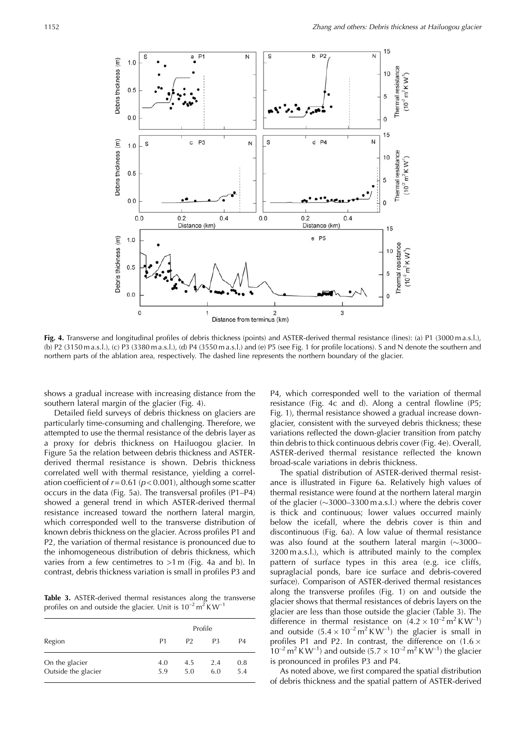Fig. 4. Transverse and longitudinal profiles of debris thickness (points) and ASTER-derived thermal resistance (lines): (a) P1 (3000 m a.s.l.), (b) P2 (3150 m a.s.l.), (c) P3 (3380 m a.s.l.), (d) P4 (3550 m a.s.l.) and (e) P5 (see Fig. 1 for profile locations). S and N denote the southern and northern parts of the ablation area, respectively. The dashed line represents the northern boundary of the glacier.

shows a gradual increase with increasing distance from the southern lateral margin of the glacier (Fig. 4).

Detailed field surveys of debris thickness on glaciers are particularly time-consuming and challenging. Therefore, we attempted to use the thermal resistance of the debris layer as a proxy for debris thickness on Hailuogou glacier. In Figure 5a the relation between debris thickness and ASTER-derived thermal resistance is shown. Debris thickness correlated well with thermal resistance, yielding a correlation coefficient of $r = 0.61$ ($p < 0.001$), although some scatter occurs in the data (Fig. 5a). The transversal profiles (P1–P4) showed a general trend in which ASTER-derived thermal resistance increased toward the northern lateral margin, which corresponded well to the transverse distribution of known debris thickness on the glacier. Across profiles P1 and P2, the variation of thermal resistance is pronounced due to the inhomogeneous distribution of debris thickness, which varies from a few centimetres to >1 m (Fig. 4a and b). In contrast, debris thickness variation is small in profiles P3 and P4, which corresponded well to the variation of thermal resistance (Fig. 4c and d). Along a central flowline (P5; Fig. 1), thermal resistance showed a gradual increase down-glacier, consistent with the surveyed debris thickness; these variations reflected the down-glacier transition from patchy thin debris to thick continuous debris cover (Fig. 4e). Overall, ASTER-derived thermal resistance reflected the known broad-scale variations in debris thickness.

The spatial distribution of ASTER-derived thermal resistance is illustrated in Figure 6a. Relatively high values of thermal resistance were found at the northern lateral margin of the glacier (~3000–3300 m a.s.l.) where the debris cover is thick and continuous; lower values occurred mainly below the icefall, where the debris cover is thin and discontinuous (Fig. 6a). A low value of thermal resistance was also found at the southern lateral margin (~3000–3200 m a.s.l.), which is attributed mainly to the complex pattern of surface types in this area (e.g. ice cliffs, supraglacial ponds, bare ice surface and debris-covered surface). Comparison of ASTER-derived thermal resistances along the transverse profiles (Fig. 1) on and outside the glacier shows that thermal resistances of debris layers on the glacier are less than those outside the glacier (Table 3). The difference in thermal resistance on ($4.2 \times 10^{-2}\,\mathrm{m^2\,K\,W^{-1}}$) and outside ($5.4 \times 10^{-2}\,\mathrm{m^2\,K\,W^{-1}}$) the glacier is small in profiles P1 and P2. In contrast, the difference on ($1.6 \times 10^{-2}\,\mathrm{m^2\,K\,W^{-1}}$) and outside ($5.7 \times 10^{-2}\,\mathrm{m^2\,K\,W^{-1}}$) the glacier is pronounced in profiles P3 and P4.

As noted above, we first compared the spatial distribution of debris thickness and the spatial pattern of ASTER-derived

**Table 3.** ASTER-derived thermal resistances along the transverse profiles on and outside the glacier. Unit is $10^{-2}\,\mathrm{m^2\,K\,W^{-1}}$

| Region | Profile | | | |
|---|---|---|---|---|
| | P1 | P2 | P3 | P4 |
| On the glacier | 4.0 | 4.5 | 2.4 | 0.8 |
| Outside the glacier | 5.9 | 5.0 | 6.0 | 5.4 |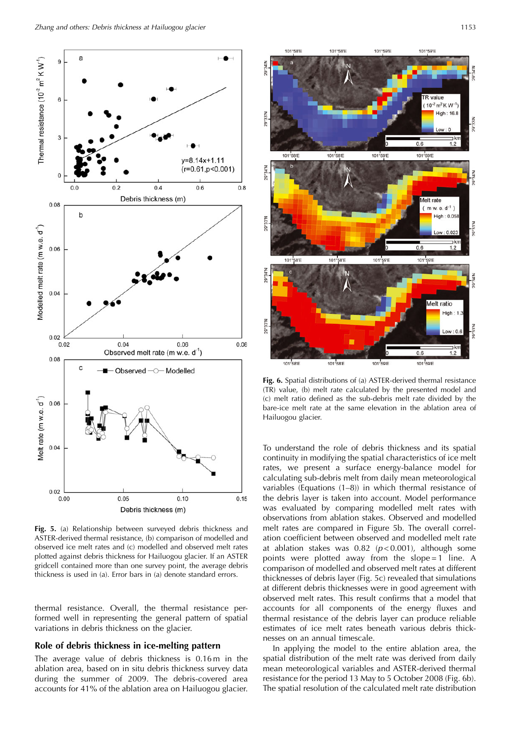**Fig. 5.** (a) Relationship between surveyed debris thickness and ASTER-derived thermal resistance, (b) comparison of modelled and observed ice melt rates and (c) modelled and observed melt rates plotted against debris thickness for Hailuogou glacier. If an ASTER gridcell contained more than one survey point, the average debris thickness is used in (a). Error bars in (a) denote standard errors.

thermal resistance. Overall, the thermal resistance performed well in representing the general pattern of spatial variations in debris thickness on the glacier.

## Role of debris thickness in ice-melting pattern

The average value of debris thickness is 0.16 m in the ablation area, based on in situ debris thickness survey data during the summer of 2009. The debris-covered area accounts for 41% of the ablation area on Hailuogou glacier.

**Fig. 6.** Spatial distributions of (a) ASTER-derived thermal resistance (TR) value, (b) melt rate calculated by the presented model and (c) melt ratio defined as the sub-debris melt rate divided by the bare-ice melt rate at the same elevation in the ablation area of Hailuogou glacier.

To understand the role of debris thickness and its spatial continuity in modifying the spatial characteristics of ice melt rates, we present a surface energy-balance model for calculating sub-debris melt from daily mean meteorological variables (Equations (1–8)) in which thermal resistance of the debris layer is taken into account. Model performance was evaluated by comparing modelled melt rates with observations from ablation stakes. Observed and modelled melt rates are compared in Figure 5b. The overall correlation coefficient between observed and modelled melt rate at ablation stakes was 0.82 ($p < 0.001$), although some points were plotted away from the slope = 1 line. A comparison of modelled and observed melt rates at different thicknesses of debris layer (Fig. 5c) revealed that simulations at different debris thicknesses were in good agreement with observed melt rates. This result confirms that a model that accounts for all components of the energy fluxes and thermal resistance of the debris layer can produce reliable estimates of ice melt rates beneath various debris thicknesses on an annual timescale.

In applying the model to the entire ablation area, the spatial distribution of the melt rate was derived from daily mean meteorological variables and ASTER-derived thermal resistance for the period 13 May to 5 October 2008 (Fig. 6b). The spatial resolution of the calculated melt rate distribution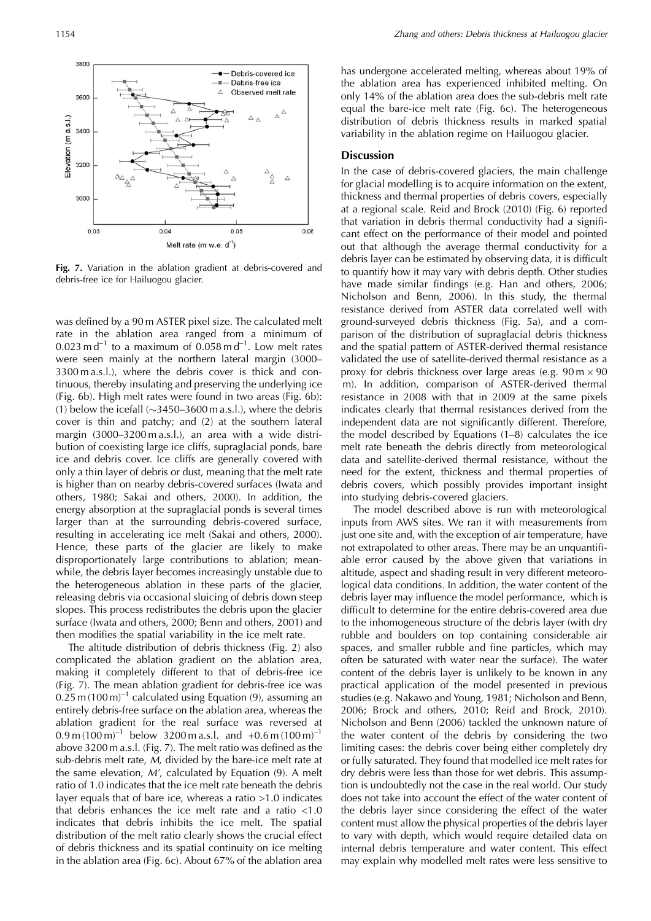Fig. 7. Variation in the ablation gradient at debris-covered and debris-free ice for Hailuogou glacier.

was defined by a 90 m ASTER pixel size. The calculated melt rate in the ablation area ranged from a minimum of $0.023\ \mathrm{m\,d^{-1}}$ to a maximum of $0.058\ \mathrm{m\,d^{-1}}$. Low melt rates were seen mainly at the northern lateral margin (3000–3300 m a.s.l.), where the debris cover is thick and continuous, thereby insulating and preserving the underlying ice (Fig. 6b). High melt rates were found in two areas (Fig. 6b): (1) below the icefall (~3450–3600 m a.s.l.), where the debris cover is thin and patchy; and (2) at the southern lateral margin (3000–3200 m a.s.l.), an area with a wide distribution of coexisting large ice cliffs, supraglacial ponds, bare ice and debris cover. Ice cliffs are generally covered with only a thin layer of debris or dust, meaning that the melt rate is higher than on nearby debris-covered surfaces (Iwata and others, 1980; Sakai and others, 2000). In addition, the energy absorption at the supraglacial ponds is several times larger than at the surrounding debris-covered surface, resulting in accelerating ice melt (Sakai and others, 2000). Hence, these parts of the glacier are likely to make disproportionately large contributions to ablation; meanwhile, the debris layer becomes increasingly unstable due to the heterogeneous ablation in these parts of the glacier, releasing debris via occasional sluicing of debris down steep slopes. This process redistributes the debris upon the glacier surface (Iwata and others, 2000; Benn and others, 2001) and then modifies the spatial variability in the ice melt rate.

The altitude distribution of debris thickness (Fig. 2) also complicated the ablation gradient on the ablation area, making it completely different to that of debris-free ice (Fig. 7). The mean ablation gradient for debris-free ice was $0.25\ \mathrm{m\,(100\,m)^{-1}}$ calculated using Equation (9), assuming an entirely debris-free surface on the ablation area, whereas the ablation gradient for the real surface was reversed at $0.9\ \mathrm{m\,(100\,m)^{-1}}$ below 3200 m a.s.l. and $+0.6\ \mathrm{m\,(100\,m)^{-1}}$ above 3200 m a.s.l. (Fig. 7). The melt ratio was defined as the sub-debris melt rate, $M$, divided by the bare-ice melt rate at the same elevation, $M'$, calculated by Equation (9). A melt ratio of 1.0 indicates that the ice melt rate beneath the debris layer equals that of bare ice, whereas a ratio >1.0 indicates that debris enhances the ice melt rate and a ratio <1.0 indicates that debris inhibits the ice melt. The spatial distribution of the melt ratio clearly shows the crucial effect of debris thickness and its spatial continuity on ice melting in the ablation area (Fig. 6c). About 67% of the ablation area has undergone accelerated melting, whereas about 19% of the ablation area has experienced inhibited melting. On only 14% of the ablation area does the sub-debris melt rate equal the bare-ice melt rate (Fig. 6c). The heterogeneous distribution of debris thickness results in marked spatial variability in the ablation regime on Hailuogou glacier.

## Discussion

In the case of debris-covered glaciers, the main challenge for glacial modelling is to acquire information on the extent, thickness and thermal properties of debris covers, especially at a regional scale. Reid and Brock (2010) (Fig. 6) reported that variation in debris thermal conductivity had a significant effect on the performance of their model and pointed out that although the average thermal conductivity for a debris layer can be estimated by observing data, it is difficult to quantify how it may vary with debris depth. Other studies have made similar findings (e.g. Han and others, 2006; Nicholson and Benn, 2006). In this study, the thermal resistance derived from ASTER data correlated well with ground-surveyed debris thickness (Fig. 5a), and a comparison of the distribution of supraglacial debris thickness and the spatial pattern of ASTER-derived thermal resistance validated the use of satellite-derived thermal resistance as a proxy for debris thickness over large areas (e.g. 90 m × 90 m). In addition, comparison of ASTER-derived thermal resistance in 2008 with that in 2009 at the same pixels indicates clearly that thermal resistances derived from the independent data are not significantly different. Therefore, the model described by Equations (1–8) calculates the ice melt rate beneath the debris directly from meteorological data and satellite-derived thermal resistance, without the need for the extent, thickness and thermal properties of debris covers, which possibly provides important insight into studying debris-covered glaciers.

The model described above is run with meteorological inputs from AWS sites. We ran it with measurements from just one site and, with the exception of air temperature, have not extrapolated to other areas. There may be an unquantifiable error caused by the above given that variations in altitude, aspect and shading result in very different meteorological data conditions. In addition, the water content of the debris layer may influence the model performance, which is difficult to determine for the entire debris-covered area due to the inhomogeneous structure of the debris layer (with dry rubble and boulders on top containing considerable air spaces, and smaller rubble and fine particles, which may often be saturated with water near the surface). The water content of the debris layer is unlikely to be known in any practical application of the model presented in previous studies (e.g. Nakawo and Young, 1981; Nicholson and Benn, 2006; Brock and others, 2010; Reid and Brock, 2010). Nicholson and Benn (2006) tackled the unknown nature of the water content of the debris by considering the two limiting cases: the debris cover being either completely dry or fully saturated. They found that modelled ice melt rates for dry debris were less than those for wet debris. This assumption is undoubtedly not the case in the real world. Our study does not take into account the effect of the water content of the debris layer since considering the effect of the water content must allow the physical properties of the debris layer to vary with depth, which would require detailed data on internal debris temperature and water content. This effect may explain why modelled melt rates were less sensitive to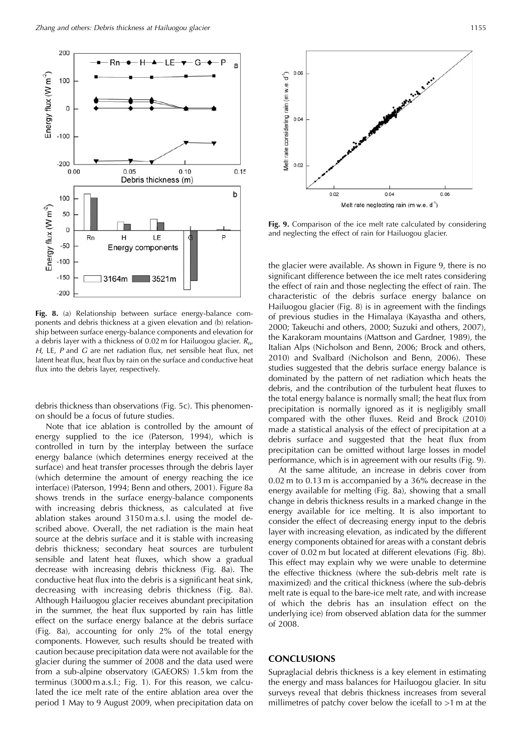**Fig. 8.** (a) Relationship between surface energy-balance components and debris thickness at a given elevation and (b) relationship between surface energy-balance components and elevation for a debris layer with a thickness of 0.02 m for Hailuogou glacier. $R_n$, $H$, LE, $P$ and $G$ are net radiation flux, net sensible heat flux, net latent heat flux, heat flux by rain on the surface and conductive heat flux into the debris layer, respectively.

debris thickness than observations (Fig. 5c). This phenomenon should be a focus of future studies.

Note that ice ablation is controlled by the amount of energy supplied to the ice (Paterson, 1994), which is controlled in turn by the interplay between the surface energy balance (which determines energy received at the surface) and heat transfer processes through the debris layer (which determine the amount of energy reaching the ice interface) (Paterson, 1994; Benn and others, 2001). Figure 8a shows trends in the surface energy-balance components with increasing debris thickness, as calculated at five ablation stakes around 3150 m a.s.l. using the model described above. Overall, the net radiation is the main heat source at the debris surface and it is stable with increasing debris thickness; secondary heat sources are turbulent sensible and latent heat fluxes, which show a gradual decrease with increasing debris thickness (Fig. 8a). The conductive heat flux into the debris is a significant heat sink, decreasing with increasing debris thickness (Fig. 8a). Although Hailuogou glacier receives abundant precipitation in the summer, the heat flux supported by rain has little effect on the surface energy balance at the debris surface (Fig. 8a), accounting for only 2% of the total energy components. However, such results should be treated with caution because precipitation data were not available for the glacier during the summer of 2008 and the data used were from a sub-alpine observatory (GAEORS) 1.5 km from the terminus (3000 m a.s.l.; Fig. 1). For this reason, we calculated the ice melt rate of the entire ablation area over the period 1 May to 9 August 2009, when precipitation data on the glacier were available. As shown in Figure 9, there is no significant difference between the ice melt rates considering the effect of rain and those neglecting the effect of rain. The characteristic of the debris surface energy balance on Hailuogou glacier (Fig. 8) is in agreement with the findings of previous studies in the Himalaya (Kayastha and others, 2000; Takeuchi and others, 2000; Suzuki and others, 2007), the Karakoram mountains (Mattson and Gardner, 1989), the Italian Alps (Nicholson and Benn, 2006; Brock and others, 2010) and Svalbard (Nicholson and Benn, 2006). These studies suggested that the debris surface energy balance is dominated by the pattern of net radiation which heats the debris, and the contribution of the turbulent heat fluxes to the total energy balance is normally small; the heat flux from precipitation is normally ignored as it is negligibly small compared with the other fluxes. Reid and Brock (2010) made a statistical analysis of the effect of precipitation at a debris surface and suggested that the heat flux from precipitation can be omitted without large losses in model performance, which is in agreement with our results (Fig. 9).

**Fig. 9.** Comparison of the ice melt rate calculated by considering and neglecting the effect of rain for Hailuogou glacier.

At the same altitude, an increase in debris cover from 0.02 m to 0.13 m is accompanied by a 36% decrease in the energy available for melting (Fig. 8a), showing that a small change in debris thickness results in a marked change in the energy available for ice melting. It is also important to consider the effect of decreasing energy input to the debris layer with increasing elevation, as indicated by the different energy components obtained for areas with a constant debris cover of 0.02 m but located at different elevations (Fig. 8b). This effect may explain why we were unable to determine the effective thickness (where the sub-debris melt rate is maximized) and the critical thickness (where the sub-debris melt rate is equal to the bare-ice melt rate, and with increase of which the debris has an insulation effect on the underlying ice) from observed ablation data for the summer of 2008.

## CONCLUSIONS

Supraglacial debris thickness is a key element in estimating the energy and mass balances for Hailuogou glacier. In situ surveys reveal that debris thickness increases from several millimetres of patchy cover below the icefall to >1 m at the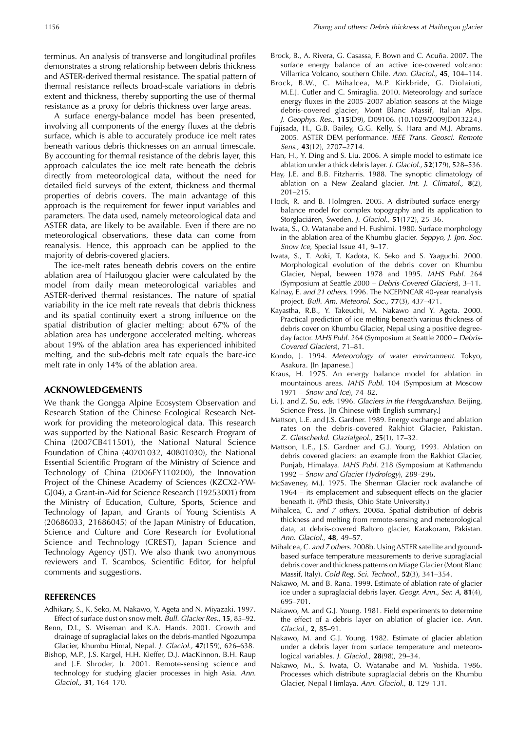terminus. An analysis of transverse and longitudinal profiles demonstrates a strong relationship between debris thickness and ASTER-derived thermal resistance. The spatial pattern of thermal resistance reflects broad-scale variations in debris extent and thickness, thereby supporting the use of thermal resistance as a proxy for debris thickness over large areas.

A surface energy-balance model has been presented, involving all components of the energy fluxes at the debris surface, which is able to accurately produce ice melt rates beneath various debris thicknesses on an annual timescale. By accounting for thermal resistance of the debris layer, this approach calculates the ice melt rate beneath the debris directly from meteorological data, without the need for detailed field surveys of the extent, thickness and thermal properties of debris covers. The main advantage of this approach is the requirement for fewer input variables and parameters. The data used, namely meteorological data and ASTER data, are likely to be available. Even if there are no meteorological observations, these data can come from reanalysis. Hence, this approach can be applied to the majority of debris-covered glaciers.

The ice-melt rates beneath debris covers on the entire ablation area of Hailuogou glacier were calculated by the model from daily mean meteorological variables and ASTER-derived thermal resistances. The nature of spatial variability in the ice melt rate reveals that debris thickness and its spatial continuity exert a strong influence on the spatial distribution of glacier melting: about 67% of the ablation area has undergone accelerated melting, whereas about 19% of the ablation area has experienced inhibited melting, and the sub-debris melt rate equals the bare-ice melt rate in only 14% of the ablation area.

## ACKNOWLEDGEMENTS

We thank the Gongga Alpine Ecosystem Observation and Research Station of the Chinese Ecological Research Network for providing the meteorological data. This research was supported by the National Basic Research Program of China (2007CB411501), the National Natural Science Foundation of China (40701032, 40801030), the National Essential Scientific Program of the Ministry of Science and Technology of China (2006FY110200), the Innovation Project of the Chinese Academy of Sciences (KZCX2-YW-GJ04), a Grant-in-Aid for Science Research (19253001) from the Ministry of Education, Culture, Sports, Science and Technology of Japan, and Grants of Young Scientists A (20686033, 21686045) of the Japan Ministry of Education, Science and Culture and Core Research for Evolutional Science and Technology (CREST), Japan Science and Technology Agency (JST). We also thank two anonymous reviewers and T. Scambos, Scientific Editor, for helpful comments and suggestions.

## REFERENCES

Adhikary, S., K. Seko, M. Nakawo, Y. Ageta and N. Miyazaki. 1997. Effect of surface dust on snow melt. *Bull. Glacier Res.,* **15**, 85–92.

Benn, D.I., S. Wiseman and K.A. Hands. 2001. Growth and drainage of supraglacial lakes on the debris-mantled Ngozumpa Glacier, Khumbu Himal, Nepal. *J. Glaciol.,* **47**(159), 626–638.

Bishop, M.P., J.S. Kargel, H.H. Kieffer, D.J. MacKinnon, B.H. Raup and J.F. Shroder, Jr. 2001. Remote-sensing science and technology for studying glacier processes in high Asia. *Ann. Glaciol.,* **31**, 164–170.

Brock, B., A. Rivera, G. Casassa, F. Bown and C. Acuña. 2007. The surface energy balance of an active ice-covered volcano: Villarrica Volcano, southern Chile. *Ann. Glaciol.,* **45**, 104–114.

Brock, B.W., C. Mihalcea, M.P. Kirkbride, G. Diolaiuti, M.E.J. Cutler and C. Smiraglia. 2010. Meteorology and surface energy fluxes in the 2005–2007 ablation seasons at the Miage debris-covered glacier, Mont Blanc Massif, Italian Alps. *J. Geophys. Res.,* **115**(D9), D09106. (10.1029/2009JD013224.)

Fujisada, H., G.B. Bailey, G.G. Kelly, S. Hara and M.J. Abrams. 2005. ASTER DEM performance. *IEEE Trans. Geosci. Remote Sens.,* **43**(12), 2707–2714.

Han, H., Y. Ding and S. Liu. 2006. A simple model to estimate ice ablation under a thick debris layer. *J. Glaciol.,* **52**(179), 528–536.

Hay, J.E. and B.B. Fitzharris. 1988. The synoptic climatology of ablation on a New Zealand glacier. *Int. J. Climatol.,* **8**(2), 201–215.

Hock, R. and B. Holmgren. 2005. A distributed surface energy-balance model for complex topography and its application to Storglaciären, Sweden. *J. Glaciol.,* **51**(172), 25–36.

Iwata, S., O. Watanabe and H. Fushimi. 1980. Surface morphology in the ablation area of the Khumbu glacier. *Seppyo, J. Jpn. Soc. Snow Ice,* Special Issue 41, 9–17.

Iwata, S., T. Aoki, T. Kadota, K. Seko and S. Yaaguchi. 2000. Morphological evolution of the debris cover on Khumbu Glacier, Nepal, beween 1978 and 1995. *IAHS Publ.* 264 (Symposium at Seattle 2000 – *Debris-Covered Glaciers*), 3–11.

Kalnay, E. *and 21 others*. 1996. The NCEP/NCAR 40-year reanalysis project. *Bull. Am. Meteorol. Soc.,* **77**(3), 437–471.

Kayastha, R.B., Y. Takeuchi, M. Nakawo and Y. Ageta. 2000. Practical prediction of ice melting beneath various thickness of debris cover on Khumbu Glacier, Nepal using a positive degree-day factor. *IAHS Publ.* 264 (Symposium at Seattle 2000 – *Debris-Covered Glaciers*), 71–81.

Kondo, J. 1994. *Meteorology of water environment*. Tokyo, Asakura. [In Japanese.]

Kraus, H. 1975. An energy balance model for ablation in mountainous areas. *IAHS Publ.* 104 (Symposium at Moscow 1971 – *Snow and Ice*), 74–82.

Li, J. and Z. Su, *eds.* 1996. *Glaciers in the Hengduanshan*. Beijing, Science Press. [In Chinese with English summary.]

Mattson, L.E. and J.S. Gardner. 1989. Energy exchange and ablation rates on the debris-covered Rakhiot Glacier, Pakistan. *Z. Gletscherkd. Glazialgeol.,* **25**(1), 17–32.

Mattson, L.E., J.S. Gardner and G.J. Young. 1993. Ablation on debris covered glaciers: an example from the Rakhiot Glacier, Punjab, Himalaya. *IAHS Publ.* 218 (Symposium at Kathmandu 1992 – *Snow and Glacier Hydrology*), 289–296.

McSaveney, M.J. 1975. The Sherman Glacier rock avalanche of 1964 – its emplacement and subsequent effects on the glacier beneath it. (PhD thesis, Ohio State University.)

Mihalcea, C. *and 7 others*. 2008a. Spatial distribution of debris thickness and melting from remote-sensing and meteorological data, at debris-covered Baltoro glacier, Karakoram, Pakistan. *Ann. Glaciol.,* **48**, 49–57.

Mihalcea, C. *and 7 others*. 2008b. Using ASTER satellite and ground-based surface temperature measurements to derive supraglacial debris cover and thickness patterns on Miage Glacier (Mont Blanc Massif, Italy). *Cold Reg. Sci. Technol.,* **52**(3), 341–354.

Nakawo, M. and B. Rana. 1999. Estimate of ablation rate of glacier ice under a supraglacial debris layer. *Geogr. Ann., Ser. A,* **81**(4), 695–701.

Nakawo, M. and G.J. Young. 1981. Field experiments to determine the effect of a debris layer on ablation of glacier ice. *Ann. Glaciol.,* **2**, 85–91.

Nakawo, M. and G.J. Young. 1982. Estimate of glacier ablation under a debris layer from surface temperature and meteorological variables. *J. Glaciol.,* **28**(98), 29–34.

Nakawo, M., S. Iwata, O. Watanabe and M. Yoshida. 1986. Processes which distribute supraglacial debris on the Khumbu Glacier, Nepal Himlaya. *Ann. Glaciol.,* **8**, 129–131.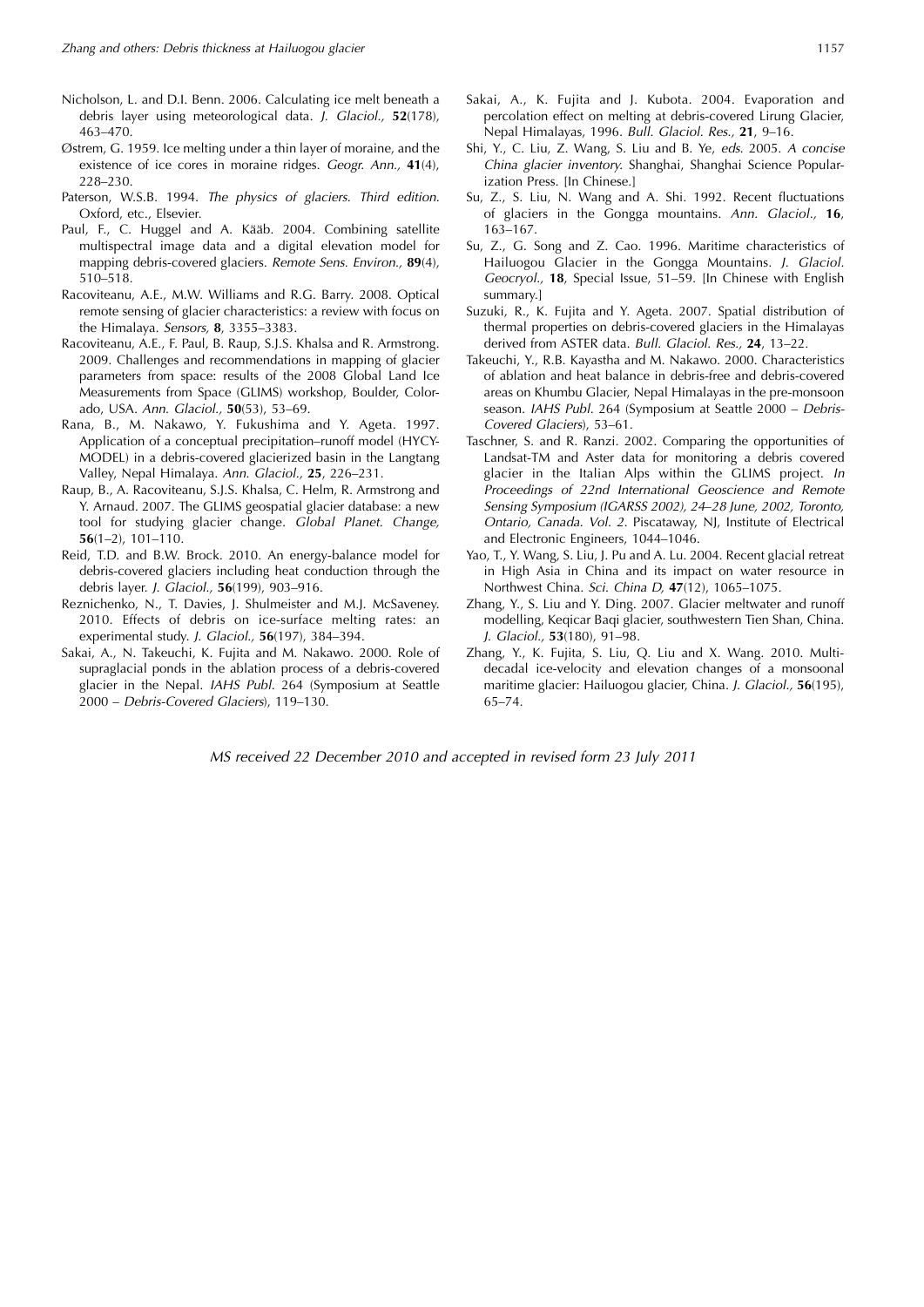Nicholson, L. and D.I. Benn. 2006. Calculating ice melt beneath a debris layer using meteorological data. *J. Glaciol.*, **52**(178), 463–470.

Østrem, G. 1959. Ice melting under a thin layer of moraine, and the existence of ice cores in moraine ridges. *Geogr. Ann.*, **41**(4), 228–230.

Paterson, W.S.B. 1994. *The physics of glaciers. Third edition.* Oxford, etc., Elsevier.

Paul, F., C. Huggel and A. Kääb. 2004. Combining satellite multispectral image data and a digital elevation model for mapping debris-covered glaciers. *Remote Sens. Environ.*, **89**(4), 510–518.

Racoviteanu, A.E., M.W. Williams and R.G. Barry. 2008. Optical remote sensing of glacier characteristics: a review with focus on the Himalaya. *Sensors*, **8**, 3355–3383.

Racoviteanu, A.E., F. Paul, B. Raup, S.J.S. Khalsa and R. Armstrong. 2009. Challenges and recommendations in mapping of glacier parameters from space: results of the 2008 Global Land Ice Measurements from Space (GLIMS) workshop, Boulder, Colorado, USA. *Ann. Glaciol.*, **50**(53), 53–69.

Rana, B., M. Nakawo, Y. Fukushima and Y. Ageta. 1997. Application of a conceptual precipitation–runoff model (HYCY-MODEL) in a debris-covered glacierized basin in the Langtang Valley, Nepal Himalaya. *Ann. Glaciol.*, **25**, 226–231.

Raup, B., A. Racoviteanu, S.J.S. Khalsa, C. Helm, R. Armstrong and Y. Arnaud. 2007. The GLIMS geospatial glacier database: a new tool for studying glacier change. *Global Planet. Change*, **56**(1–2), 101–110.

Reid, T.D. and B.W. Brock. 2010. An energy-balance model for debris-covered glaciers including heat conduction through the debris layer. *J. Glaciol.*, **56**(199), 903–916.

Reznichenko, N., T. Davies, J. Shulmeister and M.J. McSaveney. 2010. Effects of debris on ice-surface melting rates: an experimental study. *J. Glaciol.*, **56**(197), 384–394.

Sakai, A., N. Takeuchi, K. Fujita and M. Nakawo. 2000. Role of supraglacial ponds in the ablation process of a debris-covered glacier in the Nepal. *IAHS Publ.* 264 (Symposium at Seattle 2000 – *Debris-Covered Glaciers*), 119–130.

Sakai, A., K. Fujita and J. Kubota. 2004. Evaporation and percolation effect on melting at debris-covered Lirung Glacier, Nepal Himalayas, 1996. *Bull. Glaciol. Res.*, **21**, 9–16.

Shi, Y., C. Liu, Z. Wang, S. Liu and B. Ye, *eds.* 2005. *A concise China glacier inventory.* Shanghai, Shanghai Science Popularization Press. [In Chinese.]

Su, Z., S. Liu, N. Wang and A. Shi. 1992. Recent fluctuations of glaciers in the Gongga mountains. *Ann. Glaciol.*, **16**, 163–167.

Su, Z., G. Song and Z. Cao. 1996. Maritime characteristics of Hailuogou Glacier in the Gongga Mountains. *J. Glaciol. Geocryol.*, **18**, Special Issue, 51–59. [In Chinese with English summary.]

Suzuki, R., K. Fujita and Y. Ageta. 2007. Spatial distribution of thermal properties on debris-covered glaciers in the Himalayas derived from ASTER data. *Bull. Glaciol. Res.*, **24**, 13–22.

Takeuchi, Y., R.B. Kayastha and M. Nakawo. 2000. Characteristics of ablation and heat balance in debris-free and debris-covered areas on Khumbu Glacier, Nepal Himalayas in the pre-monsoon season. *IAHS Publ.* 264 (Symposium at Seattle 2000 – *Debris-Covered Glaciers*), 53–61.

Taschner, S. and R. Ranzi. 2002. Comparing the opportunities of Landsat-TM and Aster data for monitoring a debris covered glacier in the Italian Alps within the GLIMS project. *In Proceedings of 22nd International Geoscience and Remote Sensing Symposium (IGARSS 2002), 24–28 June, 2002, Toronto, Ontario, Canada. Vol. 2.* Piscataway, NJ, Institute of Electrical and Electronic Engineers, 1044–1046.

Yao, T., Y. Wang, S. Liu, J. Pu and A. Lu. 2004. Recent glacial retreat in High Asia in China and its impact on water resource in Northwest China. *Sci. China D*, **47**(12), 1065–1075.

Zhang, Y., S. Liu and Y. Ding. 2007. Glacier meltwater and runoff modelling, Keqicar Baqi glacier, southwestern Tien Shan, China. *J. Glaciol.*, **53**(180), 91–98.

Zhang, Y., K. Fujita, S. Liu, Q. Liu and X. Wang. 2010. Multi-decadal ice-velocity and elevation changes of a monsoonal maritime glacier: Hailuogou glacier, China. *J. Glaciol.*, **56**(195), 65–74.

*MS received 22 December 2010 and accepted in revised form 23 July 2011*